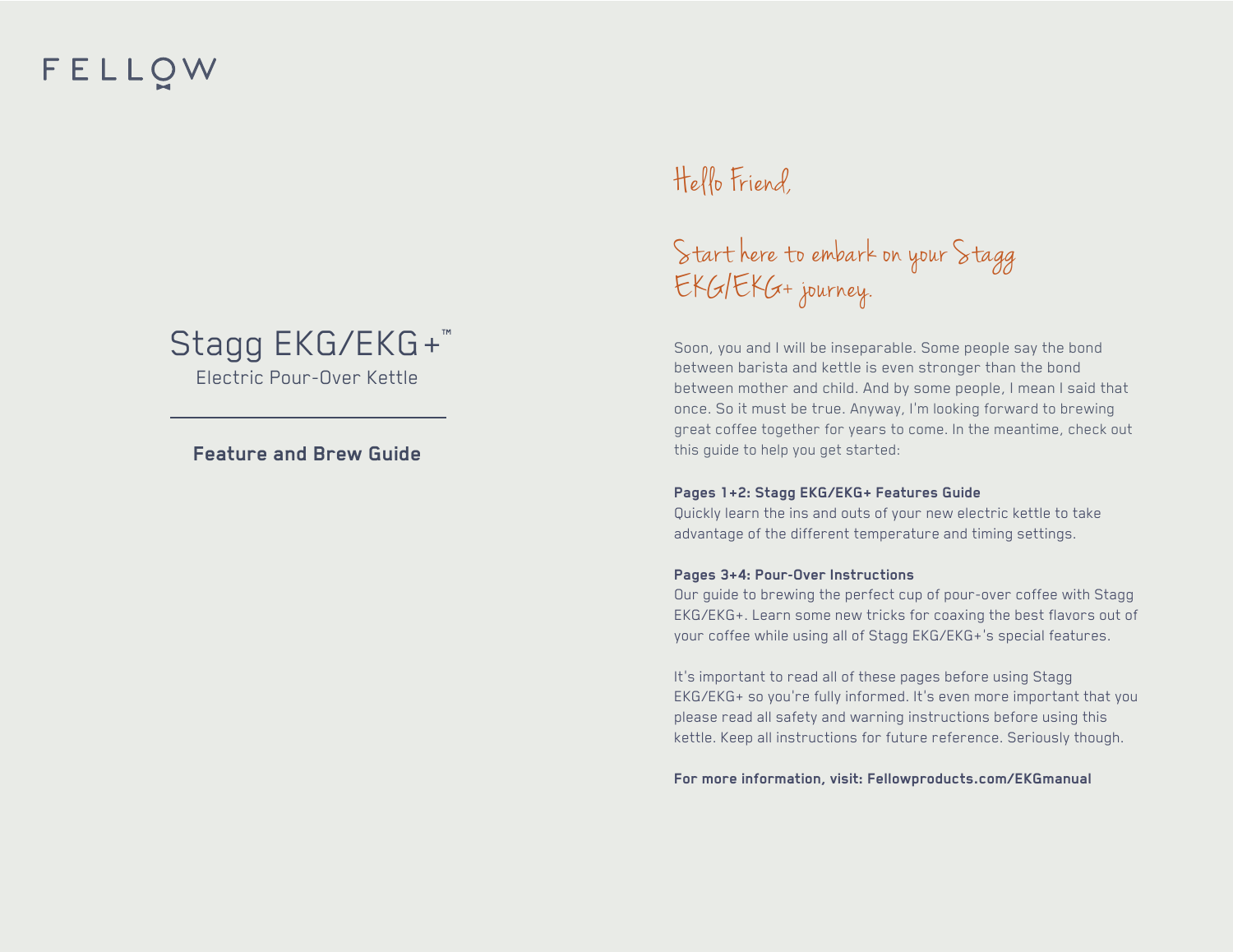FELLOW

# Stagg EKG/EKG+™

Electric Pour-Over Kettle

**Feature and Brew Guide**

## Hello Friend,

## Start here to embark on your Stagg EKG/EKG+ journey.

Soon, you and I will be inseparable. Some people say the bond between barista and kettle is even stronger than the bond between mother and child. And by some people, I mean I said that once. So it must be true. Anyway, I'm looking forward to brewing great coffee together for years to come. In the meantime, check out this guide to help you get started:

**Pages 1+2: Stagg EKG/EKG+ Features Guide**
Quickly learn the ins and outs of your new electric kettle to take advantage of the different temperature and timing settings.

**Pages 3+4: Pour-Over Instructions**
Our guide to brewing the perfect cup of pour-over coffee with Stagg EKG/EKG+. Learn some new tricks for coaxing the best flavors out of your coffee while using all of Stagg EKG/EKG+'s special features.

It's important to read all of these pages before using Stagg EKG/EKG+ so you're fully informed. It's even more important that you please read all safety and warning instructions before using this kettle. Keep all instructions for future reference. Seriously though.

**For more information, visit: Fellowproducts.com/EKGmanual**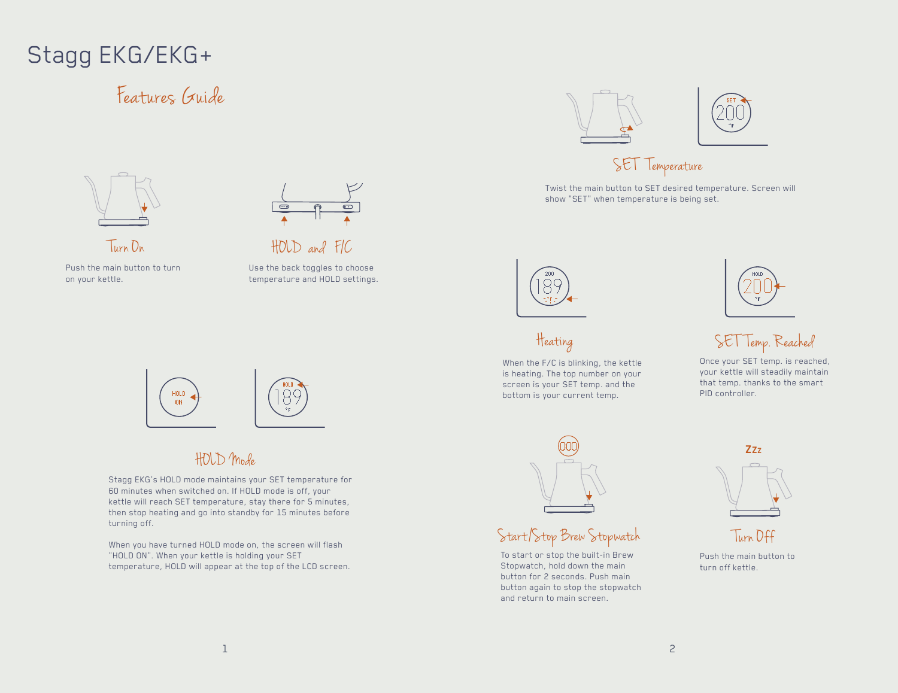# Stagg EKG/EKG+

## Features Guide

### Turn On

Push the main button to turn on your kettle.

### HOLD and F/C

Use the back toggles to choose temperature and HOLD settings.

### HOLD Mode

Stagg EKG's HOLD mode maintains your SET temperature for 60 minutes when switched on. If HOLD mode is off, your kettle will reach SET temperature, stay there for 5 minutes, then stop heating and go into standby for 15 minutes before turning off.

When you have turned HOLD mode on, the screen will flash "HOLD ON". When your kettle is holding your SET temperature, HOLD will appear at the top of the LCD screen.

### SET Temperature

Twist the main button to SET desired temperature. Screen will show "SET" when temperature is being set.

### Heating

When the F/C is blinking, the kettle is heating. The top number on your screen is your SET temp. and the bottom is your current temp.

### SET Temp. Reached

Once your SET temp. is reached, your kettle will steadily maintain that temp. thanks to the smart PID controller.

### Start/Stop Brew Stopwatch

To start or stop the built-in Brew Stopwatch, hold down the main button for 2 seconds. Push main button again to stop the stopwatch and return to main screen.

### Turn Off

Push the main button to turn off kettle.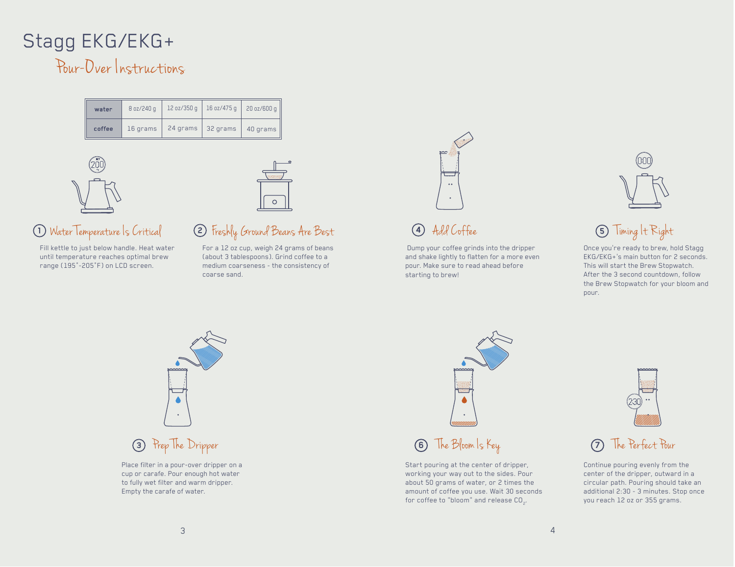# Stagg EKG/EKG+

## Pour-Over Instructions

| water | 8 oz/240 g | 12 oz/350 g | 16 oz/475 g | 20 oz/600 g |
|---|---|---|---|---|
| coffee | 16 grams | 24 grams | 32 grams | 40 grams |

### 1 Water Temperature Is Critical

Fill kettle to just below handle. Heat water until temperature reaches optimal brew range (195˚-205˚F) on LCD screen.

### 2 Freshly Ground Beans Are Best

For a 12 oz cup, weigh 24 grams of beans (about 3 tablespoons). Grind coffee to a medium coarseness - the consistency of coarse sand.

### 3 Prep The Dripper

Place filter in a pour-over dripper on a cup or carafe. Pour enough hot water to fully wet filter and warm dripper. Empty the carafe of water.

### 4 Add Coffee

Dump your coffee grinds into the dripper and shake lightly to flatten for a more even pour. Make sure to read ahead before starting to brew!

### 5 Timing It Right

Once you're ready to brew, hold Stagg EKG/EKG+'s main button for 2 seconds. This will start the Brew Stopwatch. After the 3 second countdown, follow the Brew Stopwatch for your bloom and pour.

### 6 The Bloom Is Key

Start pouring at the center of dripper, working your way out to the sides. Pour about 50 grams of water, or 2 times the amount of coffee you use. Wait 30 seconds for coffee to "bloom" and release $CO_2$.

### 7 The Perfect Pour

Continue pouring evenly from the center of the dripper, outward in a circular path. Pouring should take an additional 2:30 - 3 minutes. Stop once you reach 12 oz or 355 grams.